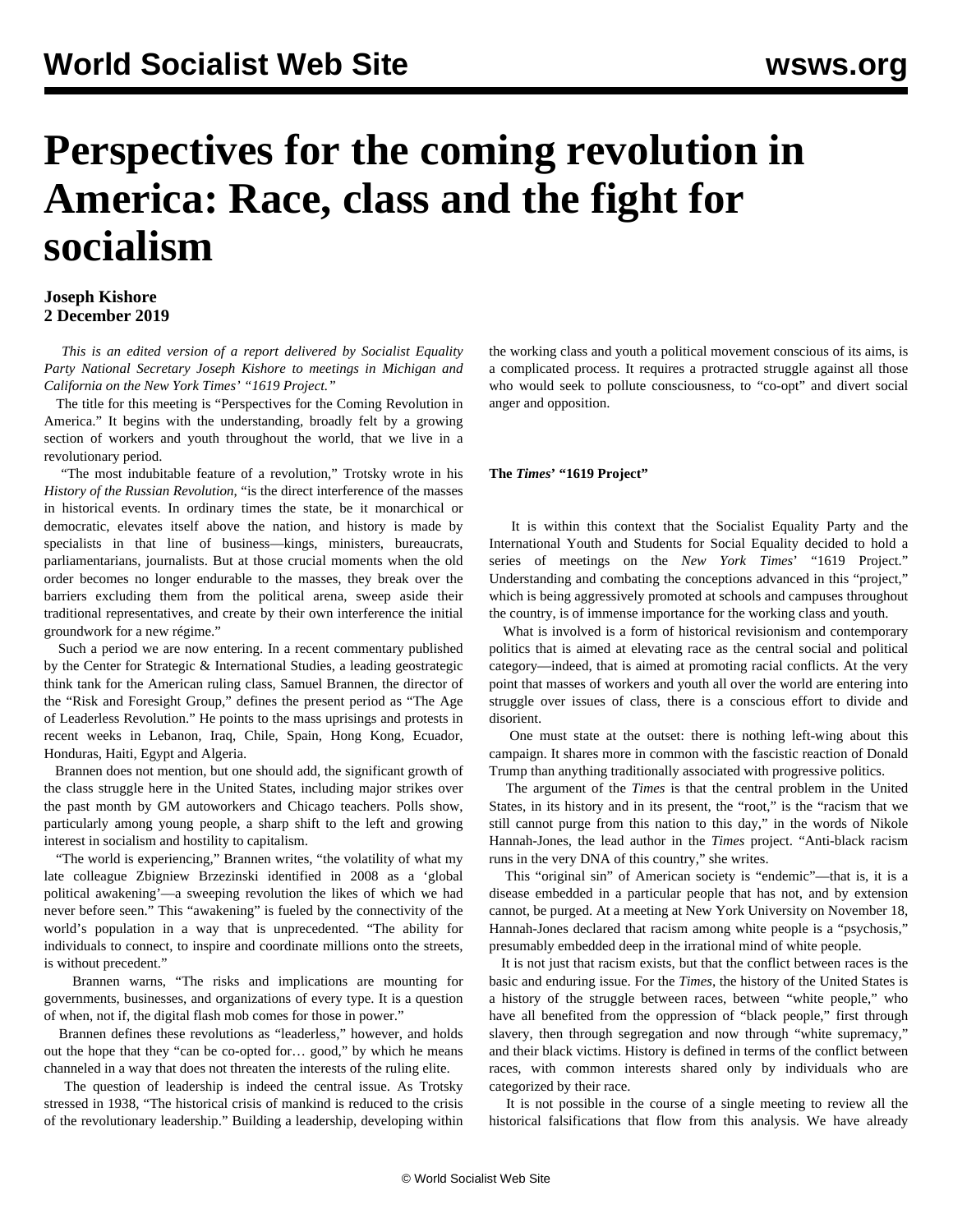# Perspectives for the coming revolution in America: Race, class and the fight for socialism

**Joseph Kishore**
**2 December 2019**

*This is an edited version of a report delivered by Socialist Equality Party National Secretary Joseph Kishore to meetings in Michigan and California on the New York Times' "1619 Project."*

The title for this meeting is "Perspectives for the Coming Revolution in America." It begins with the understanding, broadly felt by a growing section of workers and youth throughout the world, that we live in a revolutionary period.

"The most indubitable feature of a revolution," Trotsky wrote in his *History of the Russian Revolution*, "is the direct interference of the masses in historical events. In ordinary times the state, be it monarchical or democratic, elevates itself above the nation, and history is made by specialists in that line of business—kings, ministers, bureaucrats, parliamentarians, journalists. But at those crucial moments when the old order becomes no longer endurable to the masses, they break over the barriers excluding them from the political arena, sweep aside their traditional representatives, and create by their own interference the initial groundwork for a new régime."

Such a period we are now entering. In a recent commentary published by the Center for Strategic & International Studies, a leading geostrategic think tank for the American ruling class, Samuel Brannen, the director of the "Risk and Foresight Group," defines the present period as "The Age of Leaderless Revolution." He points to the mass uprisings and protests in recent weeks in Lebanon, Iraq, Chile, Spain, Hong Kong, Ecuador, Honduras, Haiti, Egypt and Algeria.

Brannen does not mention, but one should add, the significant growth of the class struggle here in the United States, including major strikes over the past month by GM autoworkers and Chicago teachers. Polls show, particularly among young people, a sharp shift to the left and growing interest in socialism and hostility to capitalism.

"The world is experiencing," Brannen writes, "the volatility of what my late colleague Zbigniew Brzezinski identified in 2008 as a 'global political awakening'—a sweeping revolution the likes of which we had never before seen." This "awakening" is fueled by the connectivity of the world's population in a way that is unprecedented. "The ability for individuals to connect, to inspire and coordinate millions onto the streets, is without precedent."

Brannen warns, "The risks and implications are mounting for governments, businesses, and organizations of every type. It is a question of when, not if, the digital flash mob comes for those in power."

Brannen defines these revolutions as "leaderless," however, and holds out the hope that they "can be co-opted for… good," by which he means channeled in a way that does not threaten the interests of the ruling elite.

The question of leadership is indeed the central issue. As Trotsky stressed in 1938, "The historical crisis of mankind is reduced to the crisis of the revolutionary leadership." Building a leadership, developing within the working class and youth a political movement conscious of its aims, is a complicated process. It requires a protracted struggle against all those who would seek to pollute consciousness, to "co-opt" and divert social anger and opposition.

### The *Times*' "1619 Project"

It is within this context that the Socialist Equality Party and the International Youth and Students for Social Equality decided to hold a series of meetings on the *New York Times*' "1619 Project." Understanding and combating the conceptions advanced in this "project," which is being aggressively promoted at schools and campuses throughout the country, is of immense importance for the working class and youth.

What is involved is a form of historical revisionism and contemporary politics that is aimed at elevating race as the central social and political category—indeed, that is aimed at promoting racial conflicts. At the very point that masses of workers and youth all over the world are entering into struggle over issues of class, there is a conscious effort to divide and disorient.

One must state at the outset: there is nothing left-wing about this campaign. It shares more in common with the fascistic reaction of Donald Trump than anything traditionally associated with progressive politics.

The argument of the *Times* is that the central problem in the United States, in its history and in its present, the "root," is the "racism that we still cannot purge from this nation to this day," in the words of Nikole Hannah-Jones, the lead author in the *Times* project. "Anti-black racism runs in the very DNA of this country," she writes.

This "original sin" of American society is "endemic"—that is, it is a disease embedded in a particular people that has not, and by extension cannot, be purged. At a meeting at New York University on November 18, Hannah-Jones declared that racism among white people is a "psychosis," presumably embedded deep in the irrational mind of white people.

It is not just that racism exists, but that the conflict between races is the basic and enduring issue. For the *Times*, the history of the United States is a history of the struggle between races, between "white people," who have all benefited from the oppression of "black people," first through slavery, then through segregation and now through "white supremacy," and their black victims. History is defined in terms of the conflict between races, with common interests shared only by individuals who are categorized by their race.

It is not possible in the course of a single meeting to review all the historical falsifications that flow from this analysis. We have already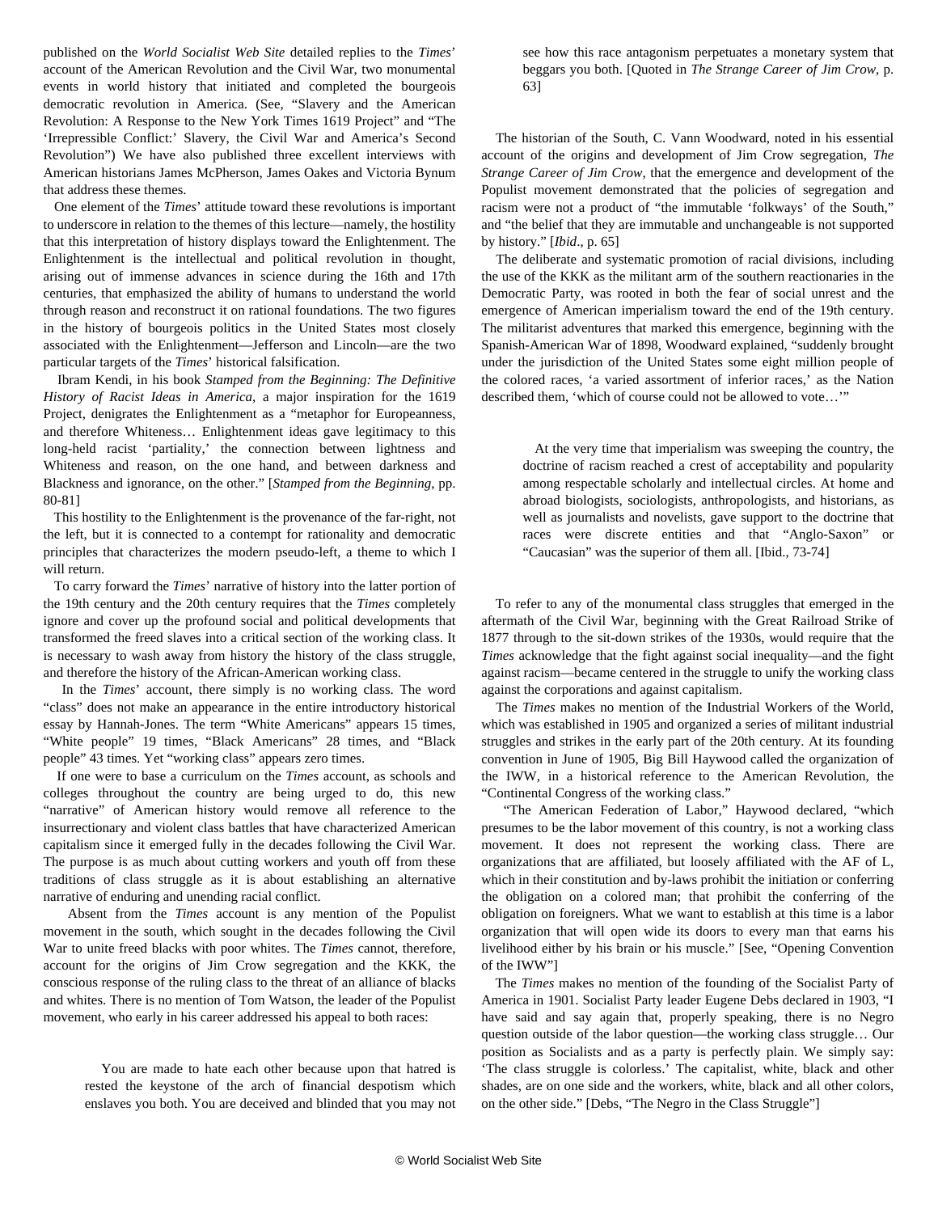published on the *World Socialist Web Site* detailed replies to the *Times*' account of the American Revolution and the Civil War, two monumental events in world history that initiated and completed the bourgeois democratic revolution in America. (See, "Slavery and the American Revolution: A Response to the New York Times 1619 Project" and "The 'Irrepressible Conflict:' Slavery, the Civil War and America's Second Revolution") We have also published three excellent interviews with American historians James McPherson, James Oakes and Victoria Bynum that address these themes.

One element of the *Times*' attitude toward these revolutions is important to underscore in relation to the themes of this lecture—namely, the hostility that this interpretation of history displays toward the Enlightenment. The Enlightenment is the intellectual and political revolution in thought, arising out of immense advances in science during the 16th and 17th centuries, that emphasized the ability of humans to understand the world through reason and reconstruct it on rational foundations. The two figures in the history of bourgeois politics in the United States most closely associated with the Enlightenment—Jefferson and Lincoln—are the two particular targets of the *Times*' historical falsification.

Ibram Kendi, in his book *Stamped from the Beginning: The Definitive History of Racist Ideas in America*, a major inspiration for the 1619 Project, denigrates the Enlightenment as a "metaphor for Europeanness, and therefore Whiteness… Enlightenment ideas gave legitimacy to this long-held racist 'partiality,' the connection between lightness and Whiteness and reason, on the one hand, and between darkness and Blackness and ignorance, on the other." [*Stamped from the Beginning*, pp. 80-81]

This hostility to the Enlightenment is the provenance of the far-right, not the left, but it is connected to a contempt for rationality and democratic principles that characterizes the modern pseudo-left, a theme to which I will return.

To carry forward the *Times*' narrative of history into the latter portion of the 19th century and the 20th century requires that the *Times* completely ignore and cover up the profound social and political developments that transformed the freed slaves into a critical section of the working class. It is necessary to wash away from history the history of the class struggle, and therefore the history of the African-American working class.

In the *Times*' account, there simply is no working class. The word "class" does not make an appearance in the entire introductory historical essay by Hannah-Jones. The term "White Americans" appears 15 times, "White people" 19 times, "Black Americans" 28 times, and "Black people" 43 times. Yet "working class" appears zero times.

If one were to base a curriculum on the *Times* account, as schools and colleges throughout the country are being urged to do, this new "narrative" of American history would remove all reference to the insurrectionary and violent class battles that have characterized American capitalism since it emerged fully in the decades following the Civil War. The purpose is as much about cutting workers and youth off from these traditions of class struggle as it is about establishing an alternative narrative of enduring and unending racial conflict.

Absent from the *Times* account is any mention of the Populist movement in the south, which sought in the decades following the Civil War to unite freed blacks with poor whites. The *Times* cannot, therefore, account for the origins of Jim Crow segregation and the KKK, the conscious response of the ruling class to the threat of an alliance of blacks and whites. There is no mention of Tom Watson, the leader of the Populist movement, who early in his career addressed his appeal to both races:

> You are made to hate each other because upon that hatred is rested the keystone of the arch of financial despotism which enslaves you both. You are deceived and blinded that you may not see how this race antagonism perpetuates a monetary system that beggars you both. [Quoted in *The Strange Career of Jim Crow*, p. 63]

The historian of the South, C. Vann Woodward, noted in his essential account of the origins and development of Jim Crow segregation, *The Strange Career of Jim Crow*, that the emergence and development of the Populist movement demonstrated that the policies of segregation and racism were not a product of "the immutable 'folkways' of the South," and "the belief that they are immutable and unchangeable is not supported by history." [*Ibid*., p. 65]

The deliberate and systematic promotion of racial divisions, including the use of the KKK as the militant arm of the southern reactionaries in the Democratic Party, was rooted in both the fear of social unrest and the emergence of American imperialism toward the end of the 19th century. The militarist adventures that marked this emergence, beginning with the Spanish-American War of 1898, Woodward explained, "suddenly brought under the jurisdiction of the United States some eight million people of the colored races, 'a varied assortment of inferior races,' as the Nation described them, 'which of course could not be allowed to vote…'"

> At the very time that imperialism was sweeping the country, the doctrine of racism reached a crest of acceptability and popularity among respectable scholarly and intellectual circles. At home and abroad biologists, sociologists, anthropologists, and historians, as well as journalists and novelists, gave support to the doctrine that races were discrete entities and that "Anglo-Saxon" or "Caucasian" was the superior of them all. [Ibid., 73-74]

To refer to any of the monumental class struggles that emerged in the aftermath of the Civil War, beginning with the Great Railroad Strike of 1877 through to the sit-down strikes of the 1930s, would require that the *Times* acknowledge that the fight against social inequality—and the fight against racism—became centered in the struggle to unify the working class against the corporations and against capitalism.

The *Times* makes no mention of the Industrial Workers of the World, which was established in 1905 and organized a series of militant industrial struggles and strikes in the early part of the 20th century. At its founding convention in June of 1905, Big Bill Haywood called the organization of the IWW, in a historical reference to the American Revolution, the "Continental Congress of the working class."

"The American Federation of Labor," Haywood declared, "which presumes to be the labor movement of this country, is not a working class movement. It does not represent the working class. There are organizations that are affiliated, but loosely affiliated with the AF of L, which in their constitution and by-laws prohibit the initiation or conferring the obligation on a colored man; that prohibit the conferring of the obligation on foreigners. What we want to establish at this time is a labor organization that will open wide its doors to every man that earns his livelihood either by his brain or his muscle." [See, "Opening Convention of the IWW"]

The *Times* makes no mention of the founding of the Socialist Party of America in 1901. Socialist Party leader Eugene Debs declared in 1903, "I have said and say again that, properly speaking, there is no Negro question outside of the labor question—the working class struggle… Our position as Socialists and as a party is perfectly plain. We simply say: 'The class struggle is colorless.' The capitalist, white, black and other shades, are on one side and the workers, white, black and all other colors, on the other side." [Debs, "The Negro in the Class Struggle"]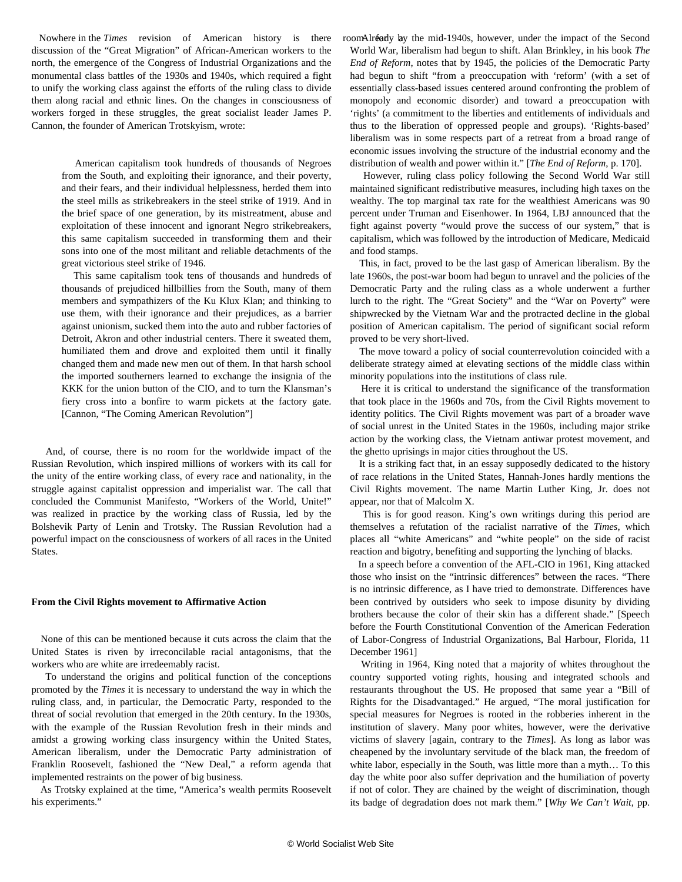Nowhere in the *Times* revision of American history is there discussion of the "Great Migration" of African-American workers to the north, the emergence of the Congress of Industrial Organizations and the monumental class battles of the 1930s and 1940s, which required a fight to unify the working class against the efforts of the ruling class to divide them along racial and ethnic lines. On the changes in consciousness of workers forged in these struggles, the great socialist leader James P. Cannon, the founder of American Trotskyism, wrote:

> American capitalism took hundreds of thousands of Negroes from the South, and exploiting their ignorance, and their poverty, and their fears, and their individual helplessness, herded them into the steel mills as strikebreakers in the steel strike of 1919. And in the brief space of one generation, by its mistreatment, abuse and exploitation of these innocent and ignorant Negro strikebreakers, this same capitalism succeeded in transforming them and their sons into one of the most militant and reliable detachments of the great victorious steel strike of 1946.
>
> This same capitalism took tens of thousands and hundreds of thousands of prejudiced hillbillies from the South, many of them members and sympathizers of the Ku Klux Klan; and thinking to use them, with their ignorance and their prejudices, as a barrier against unionism, sucked them into the auto and rubber factories of Detroit, Akron and other industrial centers. There it sweated them, humiliated them and drove and exploited them until it finally changed them and made new men out of them. In that harsh school the imported southerners learned to exchange the insignia of the KKK for the union button of the CIO, and to turn the Klansman's fiery cross into a bonfire to warm pickets at the factory gate. [Cannon, "The Coming American Revolution"]

And, of course, there is no room for the worldwide impact of the Russian Revolution, which inspired millions of workers with its call for the unity of the entire working class, of every race and nationality, in the struggle against capitalist oppression and imperialist war. The call that concluded the Communist Manifesto, "Workers of the World, Unite!" was realized in practice by the working class of Russia, led by the Bolshevik Party of Lenin and Trotsky. The Russian Revolution had a powerful impact on the consciousness of workers of all races in the United States.

### From the Civil Rights movement to Affirmative Action

None of this can be mentioned because it cuts across the claim that the United States is riven by irreconcilable racial antagonisms, that the workers who are white are irredeemably racist.

To understand the origins and political function of the conceptions promoted by the *Times* it is necessary to understand the way in which the ruling class, and, in particular, the Democratic Party, responded to the threat of social revolution that emerged in the 20th century. In the 1930s, with the example of the Russian Revolution fresh in their minds and amidst a growing working class insurgency within the United States, American liberalism, under the Democratic Party administration of Franklin Roosevelt, fashioned the "New Deal," a reform agenda that implemented restraints on the power of big business.

As Trotsky explained at the time, "America's wealth permits Roosevelt his experiments." room for

Already by the mid-1940s, however, under the impact of the Second World War, liberalism had begun to shift. Alan Brinkley, in his book *The End of Reform*, notes that by 1945, the policies of the Democratic Party had begun to shift "from a preoccupation with 'reform' (with a set of essentially class-based issues centered around confronting the problem of monopoly and economic disorder) and toward a preoccupation with 'rights' (a commitment to the liberties and entitlements of individuals and thus to the liberation of oppressed people and groups). 'Rights-based' liberalism was in some respects part of a retreat from a broad range of economic issues involving the structure of the industrial economy and the distribution of wealth and power within it." [*The End of Reform*, p. 170].

However, ruling class policy following the Second World War still maintained significant redistributive measures, including high taxes on the wealthy. The top marginal tax rate for the wealthiest Americans was 90 percent under Truman and Eisenhower. In 1964, LBJ announced that the fight against poverty "would prove the success of our system," that is capitalism, which was followed by the introduction of Medicare, Medicaid and food stamps.

This, in fact, proved to be the last gasp of American liberalism. By the late 1960s, the post-war boom had begun to unravel and the policies of the Democratic Party and the ruling class as a whole underwent a further lurch to the right. The "Great Society" and the "War on Poverty" were shipwrecked by the Vietnam War and the protracted decline in the global position of American capitalism. The period of significant social reform proved to be very short-lived.

The move toward a policy of social counterrevolution coincided with a deliberate strategy aimed at elevating sections of the middle class within minority populations into the institutions of class rule.

Here it is critical to understand the significance of the transformation that took place in the 1960s and 70s, from the Civil Rights movement to identity politics. The Civil Rights movement was part of a broader wave of social unrest in the United States in the 1960s, including major strike action by the working class, the Vietnam antiwar protest movement, and the ghetto uprisings in major cities throughout the US.

It is a striking fact that, in an essay supposedly dedicated to the history of race relations in the United States, Hannah-Jones hardly mentions the Civil Rights movement. The name Martin Luther King, Jr. does not appear, nor that of Malcolm X.

This is for good reason. King's own writings during this period are themselves a refutation of the racialist narrative of the *Times*, which places all "white Americans" and "white people" on the side of racist reaction and bigotry, benefiting and supporting the lynching of blacks.

In a speech before a convention of the AFL-CIO in 1961, King attacked those who insist on the "intrinsic differences" between the races. "There is no intrinsic difference, as I have tried to demonstrate. Differences have been contrived by outsiders who seek to impose disunity by dividing brothers because the color of their skin has a different shade." [Speech before the Fourth Constitutional Convention of the American Federation of Labor-Congress of Industrial Organizations, Bal Harbour, Florida, 11 December 1961]

Writing in 1964, King noted that a majority of whites throughout the country supported voting rights, housing and integrated schools and restaurants throughout the US. He proposed that same year a "Bill of Rights for the Disadvantaged." He argued, "The moral justification for special measures for Negroes is rooted in the robberies inherent in the institution of slavery. Many poor whites, however, were the derivative victims of slavery [again, contrary to the *Times*]. As long as labor was cheapened by the involuntary servitude of the black man, the freedom of white labor, especially in the South, was little more than a myth… To this day the white poor also suffer deprivation and the humiliation of poverty if not of color. They are chained by the weight of discrimination, though its badge of degradation does not mark them." [*Why We Can't Wait*, pp.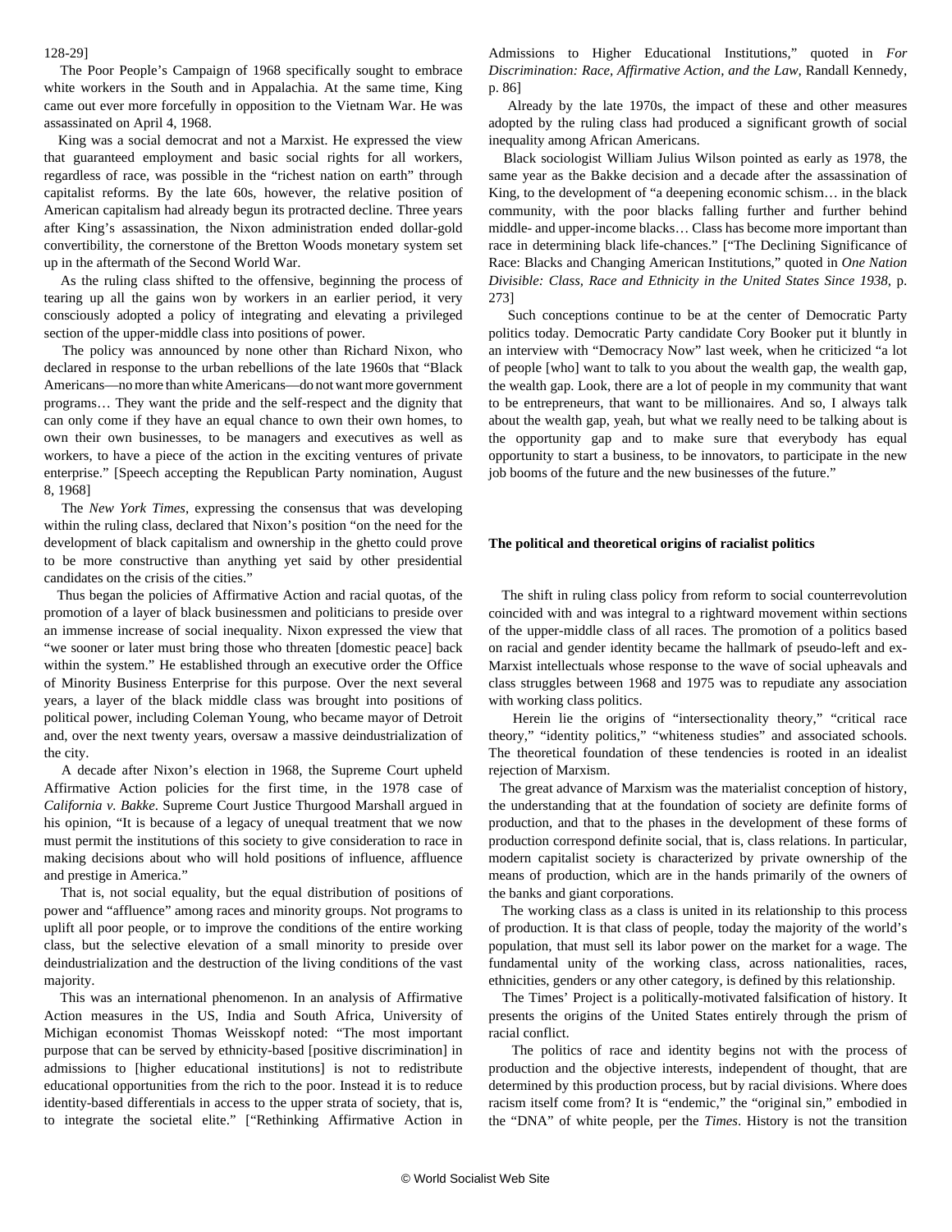128-29]

The Poor People's Campaign of 1968 specifically sought to embrace white workers in the South and in Appalachia. At the same time, King came out ever more forcefully in opposition to the Vietnam War. He was assassinated on April 4, 1968.

King was a social democrat and not a Marxist. He expressed the view that guaranteed employment and basic social rights for all workers, regardless of race, was possible in the "richest nation on earth" through capitalist reforms. By the late 60s, however, the relative position of American capitalism had already begun its protracted decline. Three years after King's assassination, the Nixon administration ended dollar-gold convertibility, the cornerstone of the Bretton Woods monetary system set up in the aftermath of the Second World War.

As the ruling class shifted to the offensive, beginning the process of tearing up all the gains won by workers in an earlier period, it very consciously adopted a policy of integrating and elevating a privileged section of the upper-middle class into positions of power.

The policy was announced by none other than Richard Nixon, who declared in response to the urban rebellions of the late 1960s that "Black Americans—no more than white Americans—do not want more government programs… They want the pride and the self-respect and the dignity that can only come if they have an equal chance to own their own homes, to own their own businesses, to be managers and executives as well as workers, to have a piece of the action in the exciting ventures of private enterprise." [Speech accepting the Republican Party nomination, August 8, 1968]

The *New York Times*, expressing the consensus that was developing within the ruling class, declared that Nixon's position "on the need for the development of black capitalism and ownership in the ghetto could prove to be more constructive than anything yet said by other presidential candidates on the crisis of the cities."

Thus began the policies of Affirmative Action and racial quotas, of the promotion of a layer of black businessmen and politicians to preside over an immense increase of social inequality. Nixon expressed the view that "we sooner or later must bring those who threaten [domestic peace] back within the system." He established through an executive order the Office of Minority Business Enterprise for this purpose. Over the next several years, a layer of the black middle class was brought into positions of political power, including Coleman Young, who became mayor of Detroit and, over the next twenty years, oversaw a massive deindustrialization of the city.

A decade after Nixon's election in 1968, the Supreme Court upheld Affirmative Action policies for the first time, in the 1978 case of *California v. Bakke*. Supreme Court Justice Thurgood Marshall argued in his opinion, "It is because of a legacy of unequal treatment that we now must permit the institutions of this society to give consideration to race in making decisions about who will hold positions of influence, affluence and prestige in America."

That is, not social equality, but the equal distribution of positions of power and "affluence" among races and minority groups. Not programs to uplift all poor people, or to improve the conditions of the entire working class, but the selective elevation of a small minority to preside over deindustrialization and the destruction of the living conditions of the vast majority.

This was an international phenomenon. In an analysis of Affirmative Action measures in the US, India and South Africa, University of Michigan economist Thomas Weisskopf noted: "The most important purpose that can be served by ethnicity-based [positive discrimination] in admissions to [higher educational institutions] is not to redistribute educational opportunities from the rich to the poor. Instead it is to reduce identity-based differentials in access to the upper strata of society, that is, to integrate the societal elite." ["Rethinking Affirmative Action in Admissions to Higher Educational Institutions," quoted in *For Discrimination: Race, Affirmative Action, and the Law,* Randall Kennedy, p. 86]

Already by the late 1970s, the impact of these and other measures adopted by the ruling class had produced a significant growth of social inequality among African Americans.

Black sociologist William Julius Wilson pointed as early as 1978, the same year as the Bakke decision and a decade after the assassination of King, to the development of "a deepening economic schism… in the black community, with the poor blacks falling further and further behind middle- and upper-income blacks… Class has become more important than race in determining black life-chances." ["The Declining Significance of Race: Blacks and Changing American Institutions," quoted in *One Nation Divisible: Class, Race and Ethnicity in the United States Since 1938,* p. 273]

Such conceptions continue to be at the center of Democratic Party politics today. Democratic Party candidate Cory Booker put it bluntly in an interview with "Democracy Now" last week, when he criticized "a lot of people [who] want to talk to you about the wealth gap, the wealth gap, the wealth gap. Look, there are a lot of people in my community that want to be entrepreneurs, that want to be millionaires. And so, I always talk about the wealth gap, yeah, but what we really need to be talking about is the opportunity gap and to make sure that everybody has equal opportunity to start a business, to be innovators, to participate in the new job booms of the future and the new businesses of the future."

**The political and theoretical origins of racialist politics**

The shift in ruling class policy from reform to social counterrevolution coincided with and was integral to a rightward movement within sections of the upper-middle class of all races. The promotion of a politics based on racial and gender identity became the hallmark of pseudo-left and ex-Marxist intellectuals whose response to the wave of social upheavals and class struggles between 1968 and 1975 was to repudiate any association with working class politics.

Herein lie the origins of "intersectionality theory," "critical race theory," "identity politics," "whiteness studies" and associated schools. The theoretical foundation of these tendencies is rooted in an idealist rejection of Marxism.

The great advance of Marxism was the materialist conception of history, the understanding that at the foundation of society are definite forms of production, and that to the phases in the development of these forms of production correspond definite social, that is, class relations. In particular, modern capitalist society is characterized by private ownership of the means of production, which are in the hands primarily of the owners of the banks and giant corporations.

The working class as a class is united in its relationship to this process of production. It is that class of people, today the majority of the world's population, that must sell its labor power on the market for a wage. The fundamental unity of the working class, across nationalities, races, ethnicities, genders or any other category, is defined by this relationship.

The Times' Project is a politically-motivated falsification of history. It presents the origins of the United States entirely through the prism of racial conflict.

The politics of race and identity begins not with the process of production and the objective interests, independent of thought, that are determined by this production process, but by racial divisions. Where does racism itself come from? It is "endemic," the "original sin," embodied in the "DNA" of white people, per the *Times*. History is not the transition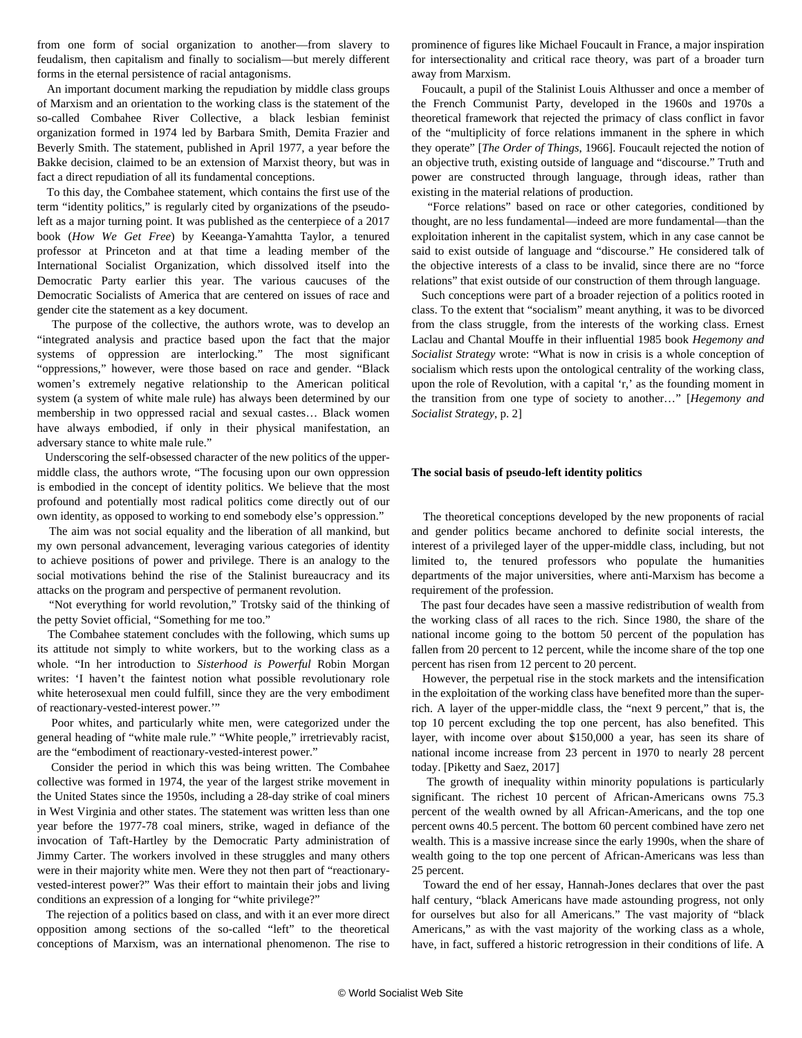from one form of social organization to another—from slavery to feudalism, then capitalism and finally to socialism—but merely different forms in the eternal persistence of racial antagonisms.

An important document marking the repudiation by middle class groups of Marxism and an orientation to the working class is the statement of the so-called Combahee River Collective, a black lesbian feminist organization formed in 1974 led by Barbara Smith, Demita Frazier and Beverly Smith. The statement, published in April 1977, a year before the Bakke decision, claimed to be an extension of Marxist theory, but was in fact a direct repudiation of all its fundamental conceptions.

To this day, the Combahee statement, which contains the first use of the term "identity politics," is regularly cited by organizations of the pseudo-left as a major turning point. It was published as the centerpiece of a 2017 book (*How We Get Free*) by Keeanga-Yamahtta Taylor, a tenured professor at Princeton and at that time a leading member of the International Socialist Organization, which dissolved itself into the Democratic Party earlier this year. The various caucuses of the Democratic Socialists of America that are centered on issues of race and gender cite the statement as a key document.

The purpose of the collective, the authors wrote, was to develop an "integrated analysis and practice based upon the fact that the major systems of oppression are interlocking." The most significant "oppressions," however, were those based on race and gender. "Black women's extremely negative relationship to the American political system (a system of white male rule) has always been determined by our membership in two oppressed racial and sexual castes… Black women have always embodied, if only in their physical manifestation, an adversary stance to white male rule."

Underscoring the self-obsessed character of the new politics of the upper-middle class, the authors wrote, "The focusing upon our own oppression is embodied in the concept of identity politics. We believe that the most profound and potentially most radical politics come directly out of our own identity, as opposed to working to end somebody else's oppression."

The aim was not social equality and the liberation of all mankind, but my own personal advancement, leveraging various categories of identity to achieve positions of power and privilege. There is an analogy to the social motivations behind the rise of the Stalinist bureaucracy and its attacks on the program and perspective of permanent revolution.

"Not everything for world revolution," Trotsky said of the thinking of the petty Soviet official, "Something for me too."

The Combahee statement concludes with the following, which sums up its attitude not simply to white workers, but to the working class as a whole. "In her introduction to *Sisterhood is Powerful* Robin Morgan writes: 'I haven't the faintest notion what possible revolutionary role white heterosexual men could fulfill, since they are the very embodiment of reactionary-vested-interest power.'"

Poor whites, and particularly white men, were categorized under the general heading of "white male rule." "White people," irretrievably racist, are the "embodiment of reactionary-vested-interest power."

Consider the period in which this was being written. The Combahee collective was formed in 1974, the year of the largest strike movement in the United States since the 1950s, including a 28-day strike of coal miners in West Virginia and other states. The statement was written less than one year before the 1977-78 coal miners, strike, waged in defiance of the invocation of Taft-Hartley by the Democratic Party administration of Jimmy Carter. The workers involved in these struggles and many others were in their majority white men. Were they not then part of "reactionary-vested-interest power?" Was their effort to maintain their jobs and living conditions an expression of a longing for "white privilege?"

The rejection of a politics based on class, and with it an ever more direct opposition among sections of the so-called "left" to the theoretical conceptions of Marxism, was an international phenomenon. The rise to prominence of figures like Michael Foucault in France, a major inspiration for intersectionality and critical race theory, was part of a broader turn away from Marxism.

Foucault, a pupil of the Stalinist Louis Althusser and once a member of the French Communist Party, developed in the 1960s and 1970s a theoretical framework that rejected the primacy of class conflict in favor of the "multiplicity of force relations immanent in the sphere in which they operate" [*The Order of Things*, 1966]. Foucault rejected the notion of an objective truth, existing outside of language and "discourse." Truth and power are constructed through language, through ideas, rather than existing in the material relations of production.

"Force relations" based on race or other categories, conditioned by thought, are no less fundamental—indeed are more fundamental—than the exploitation inherent in the capitalist system, which in any case cannot be said to exist outside of language and "discourse." He considered talk of the objective interests of a class to be invalid, since there are no "force relations" that exist outside of our construction of them through language.

Such conceptions were part of a broader rejection of a politics rooted in class. To the extent that "socialism" meant anything, it was to be divorced from the class struggle, from the interests of the working class. Ernest Laclau and Chantal Mouffe in their influential 1985 book *Hegemony and Socialist Strategy* wrote: "What is now in crisis is a whole conception of socialism which rests upon the ontological centrality of the working class, upon the role of Revolution, with a capital 'r,' as the founding moment in the transition from one type of society to another…" [*Hegemony and Socialist Strategy*, p. 2]

**The social basis of pseudo-left identity politics**

The theoretical conceptions developed by the new proponents of racial and gender politics became anchored to definite social interests, the interest of a privileged layer of the upper-middle class, including, but not limited to, the tenured professors who populate the humanities departments of the major universities, where anti-Marxism has become a requirement of the profession.

The past four decades have seen a massive redistribution of wealth from the working class of all races to the rich. Since 1980, the share of the national income going to the bottom 50 percent of the population has fallen from 20 percent to 12 percent, while the income share of the top one percent has risen from 12 percent to 20 percent.

However, the perpetual rise in the stock markets and the intensification in the exploitation of the working class have benefited more than the super-rich. A layer of the upper-middle class, the "next 9 percent," that is, the top 10 percent excluding the top one percent, has also benefited. This layer, with income over about $150,000 a year, has seen its share of national income increase from 23 percent in 1970 to nearly 28 percent today. [Piketty and Saez, 2017]

The growth of inequality within minority populations is particularly significant. The richest 10 percent of African-Americans owns 75.3 percent of the wealth owned by all African-Americans, and the top one percent owns 40.5 percent. The bottom 60 percent combined have zero net wealth. This is a massive increase since the early 1990s, when the share of wealth going to the top one percent of African-Americans was less than 25 percent.

Toward the end of her essay, Hannah-Jones declares that over the past half century, "black Americans have made astounding progress, not only for ourselves but also for all Americans." The vast majority of "black Americans," as with the vast majority of the working class as a whole, have, in fact, suffered a historic retrogression in their conditions of life. A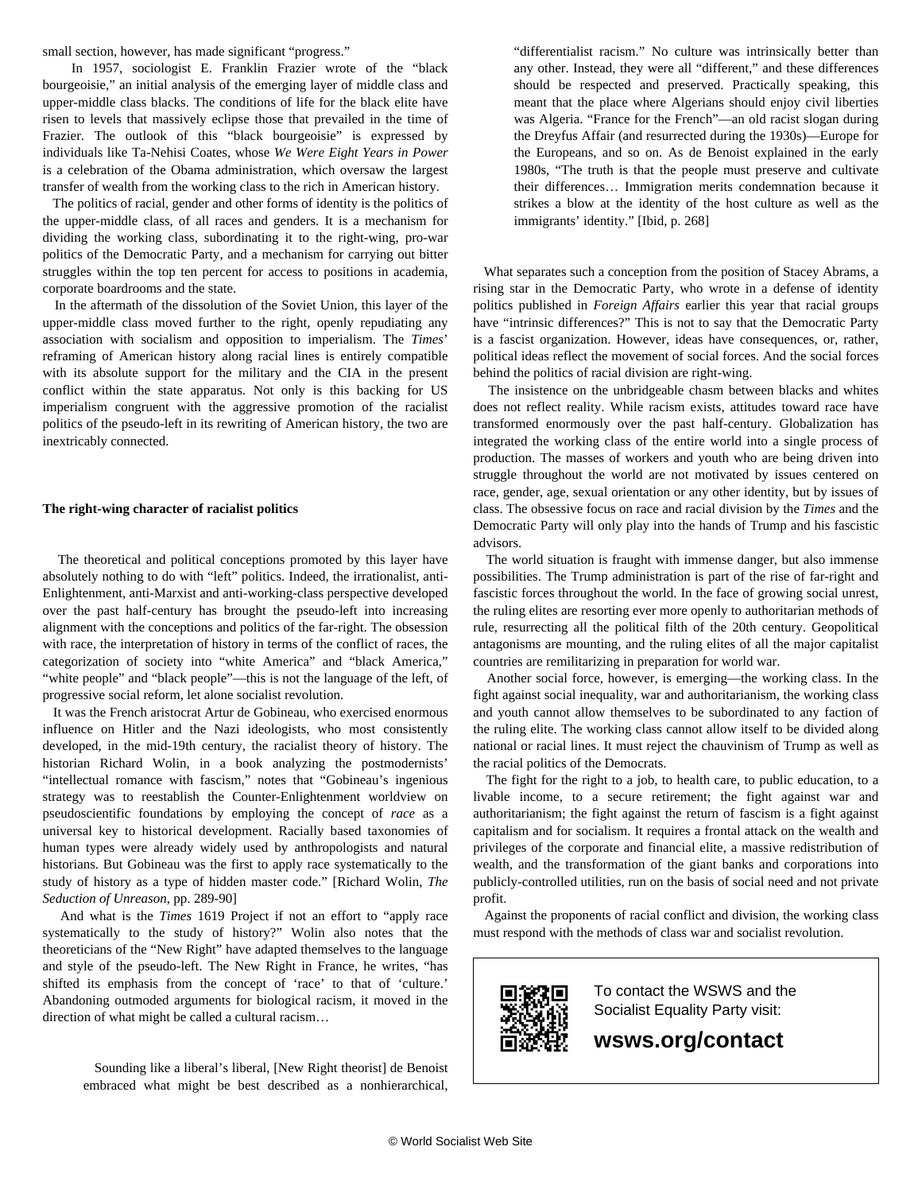small section, however, has made significant "progress."

In 1957, sociologist E. Franklin Frazier wrote of the "black bourgeoisie," an initial analysis of the emerging layer of middle class and upper-middle class blacks. The conditions of life for the black elite have risen to levels that massively eclipse those that prevailed in the time of Frazier. The outlook of this "black bourgeoisie" is expressed by individuals like Ta-Nehisi Coates, whose *We Were Eight Years in Power* is a celebration of the Obama administration, which oversaw the largest transfer of wealth from the working class to the rich in American history.

The politics of racial, gender and other forms of identity is the politics of the upper-middle class, of all races and genders. It is a mechanism for dividing the working class, subordinating it to the right-wing, pro-war politics of the Democratic Party, and a mechanism for carrying out bitter struggles within the top ten percent for access to positions in academia, corporate boardrooms and the state.

In the aftermath of the dissolution of the Soviet Union, this layer of the upper-middle class moved further to the right, openly repudiating any association with socialism and opposition to imperialism. The *Times*' reframing of American history along racial lines is entirely compatible with its absolute support for the military and the CIA in the present conflict within the state apparatus. Not only is this backing for US imperialism congruent with the aggressive promotion of the racialist politics of the pseudo-left in its rewriting of American history, the two are inextricably connected.

**The right-wing character of racialist politics**

The theoretical and political conceptions promoted by this layer have absolutely nothing to do with "left" politics. Indeed, the irrationalist, anti-Enlightenment, anti-Marxist and anti-working-class perspective developed over the past half-century has brought the pseudo-left into increasing alignment with the conceptions and politics of the far-right. The obsession with race, the interpretation of history in terms of the conflict of races, the categorization of society into "white America" and "black America," "white people" and "black people"—this is not the language of the left, of progressive social reform, let alone socialist revolution.

It was the French aristocrat Artur de Gobineau, who exercised enormous influence on Hitler and the Nazi ideologists, who most consistently developed, in the mid-19th century, the racialist theory of history. The historian Richard Wolin, in a book analyzing the postmodernists' "intellectual romance with fascism," notes that "Gobineau's ingenious strategy was to reestablish the Counter-Enlightenment worldview on pseudoscientific foundations by employing the concept of *race* as a universal key to historical development. Racially based taxonomies of human types were already widely used by anthropologists and natural historians. But Gobineau was the first to apply race systematically to the study of history as a type of hidden master code." [Richard Wolin, *The Seduction of Unreason*, pp. 289-90]

And what is the *Times* 1619 Project if not an effort to "apply race systematically to the study of history?" Wolin also notes that the theoreticians of the "New Right" have adapted themselves to the language and style of the pseudo-left. The New Right in France, he writes, "has shifted its emphasis from the concept of 'race' to that of 'culture.' Abandoning outmoded arguments for biological racism, it moved in the direction of what might be called a cultural racism…

> Sounding like a liberal's liberal, [New Right theorist] de Benoist embraced what might be best described as a nonhierarchical, "differentialist racism." No culture was intrinsically better than any other. Instead, they were all "different," and these differences should be respected and preserved. Practically speaking, this meant that the place where Algerians should enjoy civil liberties was Algeria. "France for the French"—an old racist slogan during the Dreyfus Affair (and resurrected during the 1930s)—Europe for the Europeans, and so on. As de Benoist explained in the early 1980s, "The truth is that the people must preserve and cultivate their differences… Immigration merits condemnation because it strikes a blow at the identity of the host culture as well as the immigrants' identity." [Ibid, p. 268]

What separates such a conception from the position of Stacey Abrams, a rising star in the Democratic Party, who wrote in a defense of identity politics published in *Foreign Affairs* earlier this year that racial groups have "intrinsic differences?" This is not to say that the Democratic Party is a fascist organization. However, ideas have consequences, or, rather, political ideas reflect the movement of social forces. And the social forces behind the politics of racial division are right-wing.

The insistence on the unbridgeable chasm between blacks and whites does not reflect reality. While racism exists, attitudes toward race have transformed enormously over the past half-century. Globalization has integrated the working class of the entire world into a single process of production. The masses of workers and youth who are being driven into struggle throughout the world are not motivated by issues centered on race, gender, age, sexual orientation or any other identity, but by issues of class. The obsessive focus on race and racial division by the *Times* and the Democratic Party will only play into the hands of Trump and his fascistic advisors.

The world situation is fraught with immense danger, but also immense possibilities. The Trump administration is part of the rise of far-right and fascistic forces throughout the world. In the face of growing social unrest, the ruling elites are resorting ever more openly to authoritarian methods of rule, resurrecting all the political filth of the 20th century. Geopolitical antagonisms are mounting, and the ruling elites of all the major capitalist countries are remilitarizing in preparation for world war.

Another social force, however, is emerging—the working class. In the fight against social inequality, war and authoritarianism, the working class and youth cannot allow themselves to be subordinated to any faction of the ruling elite. The working class cannot allow itself to be divided along national or racial lines. It must reject the chauvinism of Trump as well as the racial politics of the Democrats.

The fight for the right to a job, to health care, to public education, to a livable income, to a secure retirement; the fight against war and authoritarianism; the fight against the return of fascism is a fight against capitalism and for socialism. It requires a frontal attack on the wealth and privileges of the corporate and financial elite, a massive redistribution of wealth, and the transformation of the giant banks and corporations into publicly-controlled utilities, run on the basis of social need and not private profit.

Against the proponents of racial conflict and division, the working class must respond with the methods of class war and socialist revolution.

To contact the WSWS and the Socialist Equality Party visit:

**wsws.org/contact**